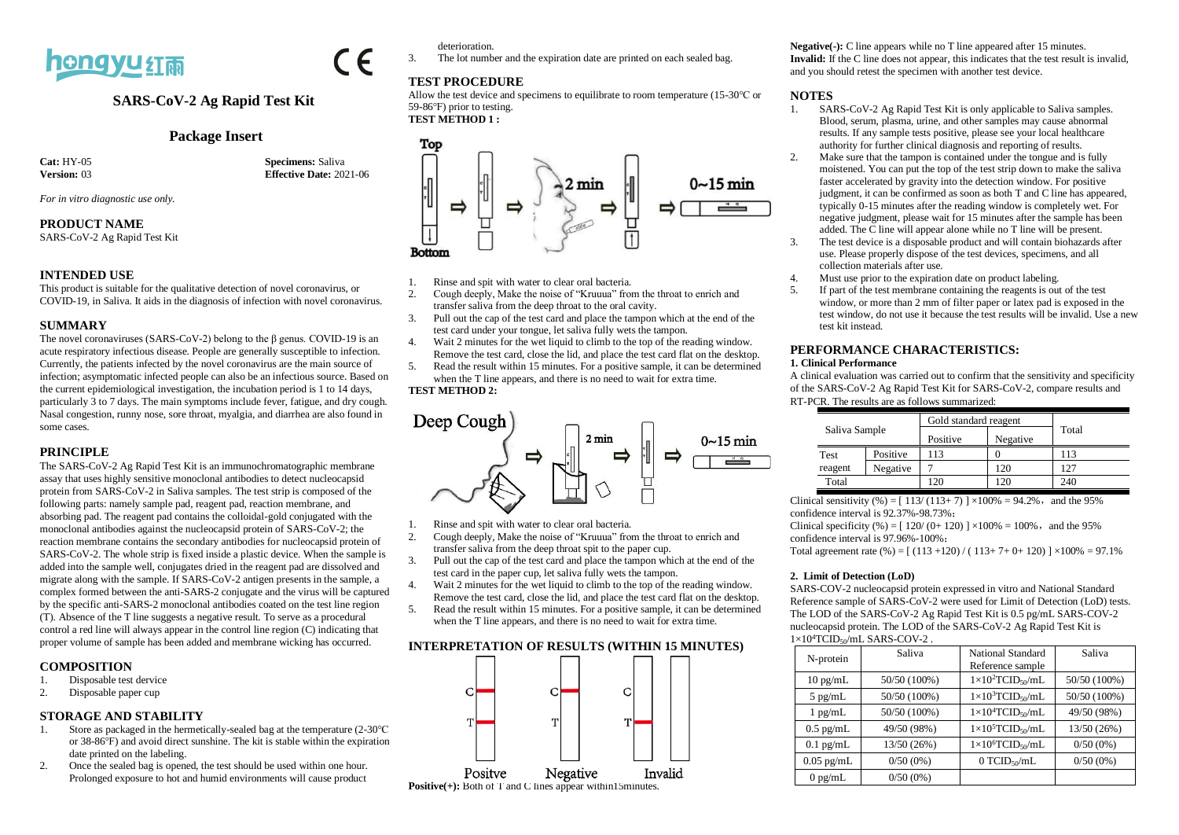# hongyu 红雨

# SARS-CoV-2 Ag Rapid Test Kit

## Package Insert

**Cat:** HY-05 **Specimens:** Saliva
**Version:** 03 **Effective Date:** 2021-06

*For in vitro diagnostic use only.*

## PRODUCT NAME

SARS-CoV-2 Ag Rapid Test Kit

## INTENDED USE

This product is suitable for the qualitative detection of novel coronavirus, or COVID-19, in Saliva. It aids in the diagnosis of infection with novel coronavirus.

## SUMMARY

The novel coronaviruses (SARS-CoV-2) belong to the β genus. COVID-19 is an acute respiratory infectious disease. People are generally susceptible to infection. Currently, the patients infected by the novel coronavirus are the main source of infection; asymptomatic infected people can also be an infectious source. Based on the current epidemiological investigation, the incubation period is 1 to 14 days, particularly 3 to 7 days. The main symptoms include fever, fatigue, and dry cough. Nasal congestion, runny nose, sore throat, myalgia, and diarrhea are also found in some cases.

## PRINCIPLE

The SARS-CoV-2 Ag Rapid Test Kit is an immunochromatographic membrane assay that uses highly sensitive monoclonal antibodies to detect nucleocapsid protein from SARS-CoV-2 in Saliva samples. The test strip is composed of the following parts: namely sample pad, reagent pad, reaction membrane, and absorbing pad. The reagent pad contains the colloidal-gold conjugated with the monoclonal antibodies against the nucleocapsid protein of SARS-CoV-2; the reaction membrane contains the secondary antibodies for nucleocapsid protein of SARS-CoV-2. The whole strip is fixed inside a plastic device. When the sample is added into the sample well, conjugates dried in the reagent pad are dissolved and migrate along with the sample. If SARS-CoV-2 antigen presents in the sample, a complex formed between the anti-SARS-2 conjugate and the virus will be captured by the specific anti-SARS-2 monoclonal antibodies coated on the test line region (T). Absence of the T line suggests a negative result. To serve as a procedural control a red line will always appear in the control line region (C) indicating that proper volume of sample has been added and membrane wicking has occurred.

## COMPOSITION

1. Disposable test dervice
2. Disposable paper cup

## STORAGE AND STABILITY

1. Store as packaged in the hermetically-sealed bag at the temperature (2-30°C or 38-86°F) and avoid direct sunshine. The kit is stable within the expiration date printed on the labeling.
2. Once the sealed bag is opened, the test should be used within one hour. Prolonged exposure to hot and humid environments will cause product deterioration.
3. The lot number and the expiration date are printed on each sealed bag.

## TEST PROCEDURE

Allow the test device and specimens to equilibrate to room temperature (15-30°C or 59-86°F) prior to testing.

**TEST METHOD 1 :**

Top — 2 min — 0~15 min — Bottom

1. Rinse and spit with water to clear oral bacteria.
2. Cough deeply, Make the noise of "Kruuua" from the throat to enrich and transfer saliva from the deep throat to the oral cavity.
3. Pull out the cap of the test card and place the tampon which at the end of the test card under your tongue, let saliva fully wets the tampon.
4. Wait 2 minutes for the wet liquid to climb to the top of the reading window. Remove the test card, close the lid, and place the test card flat on the desktop.
5. Read the result within 15 minutes. For a positive sample, it can be determined when the T line appears, and there is no need to wait for extra time.

**TEST METHOD 2:**

Deep Cough — 2 min — 0~15 min

1. Rinse and spit with water to clear oral bacteria.
2. Cough deeply, Make the noise of "Kruuua" from the throat to enrich and transfer saliva from the deep throat spit to the paper cup.
3. Pull out the cap of the test card and place the tampon which at the end of the test card in the paper cup, let saliva fully wets the tampon.
4. Wait 2 minutes for the wet liquid to climb to the top of the reading window. Remove the test card, close the lid, and place the test card flat on the desktop.
5. Read the result within 15 minutes. For a positive sample, it can be determined when the T line appears, and there is no need to wait for extra time.

## INTERPRETATION OF RESULTS (WITHIN 15 MINUTES)

Positve — Negative — Invalid

**Positive(+):** Both of T and C lines appear within15minutes.

**Negative(-):** C line appears while no T line appeared after 15 minutes.

**Invalid:** If the C line does not appear, this indicates that the test result is invalid, and you should retest the specimen with another test device.

## NOTES

1. SARS-CoV-2 Ag Rapid Test Kit is only applicable to Saliva samples. Blood, serum, plasma, urine, and other samples may cause abnormal results. If any sample tests positive, please see your local healthcare authority for further clinical diagnosis and reporting of results.
2. Make sure that the tampon is contained under the tongue and is fully moistened. You can put the top of the test strip down to make the saliva faster accelerated by gravity into the detection window. For positive judgment, it can be confirmed as soon as both T and C line has appeared, typically 0-15 minutes after the reading window is completely wet. For negative judgment, please wait for 15 minutes after the sample has been added. The C line will appear alone while no T line will be present.
3. The test device is a disposable product and will contain biohazards after use. Please properly dispose of the test devices, specimens, and all collection materials after use.
4. Must use prior to the expiration date on product labeling.
5. If part of the test membrane containing the reagents is out of the test window, or more than 2 mm of filter paper or latex pad is exposed in the test window, do not use it because the test results will be invalid. Use a new test kit instead.

## PERFORMANCE CHARACTERISTICS:

### 1. Clinical Performance

A clinical evaluation was carried out to confirm that the sensitivity and specificity of the SARS-CoV-2 Ag Rapid Test Kit for SARS-CoV-2, compare results and RT-PCR. The results are as follows summarized:

| Saliva Sample | | Gold standard reagent | | Total |
|---|---|---|---|---|
| | | Positive | Negative | |
| Test reagent | Positive | 113 | 0 | 113 |
| | Negative | 7 | 120 | 127 |
| Total | | 120 | 120 | 240 |

Clinical sensitivity (%) = [ 113/ (113+ 7) ] ×100% = 94.2%，and the 95% confidence interval is 92.37%-98.73%；

Clinical specificity (%) = [ 120/ (0+ 120) ] ×100% = 100%，and the 95% confidence interval is 97.96%-100%；

Total agreement rate (%) = [ (113 +120) / ( 113+ 7+ 0+ 120) ] ×100% = 97.1%

### 2. Limit of Detection (LoD)

SARS-COV-2 nucleocapsid protein expressed in vitro and National Standard Reference sample of SARS-CoV-2 were used for Limit of Detection (LoD) tests. The LOD of the SARS-CoV-2 Ag Rapid Test Kit is 0.5 pg/mL SARS-COV-2 nucleocapsid protein. The LOD of the SARS-CoV-2 Ag Rapid Test Kit is $1\times10^4 TCID_{50}/mL$ SARS-COV-2 .

| N-protein | Saliva | National Standard Reference sample | Saliva |
|---|---|---|---|
| 10 pg/mL | 50/50 (100%) | $1\times10^2 TCID_{50}/mL$ | 50/50 (100%) |
| 5 pg/mL | 50/50 (100%) | $1\times10^3 TCID_{50}/mL$ | 50/50 (100%) |
| 1 pg/mL | 50/50 (100%) | $1\times10^4 TCID_{50}/mL$ | 49/50 (98%) |
| 0.5 pg/mL | 49/50 (98%) | $1\times10^5 TCID_{50}/mL$ | 13/50 (26%) |
| 0.1 pg/mL | 13/50 (26%) | $1\times10^6 TCID_{50}/mL$ | 0/50 (0%) |
| 0.05 pg/mL | 0/50 (0%) | 0 $TCID_{50}/mL$ | 0/50 (0%) |
| 0 pg/mL | 0/50 (0%) | | |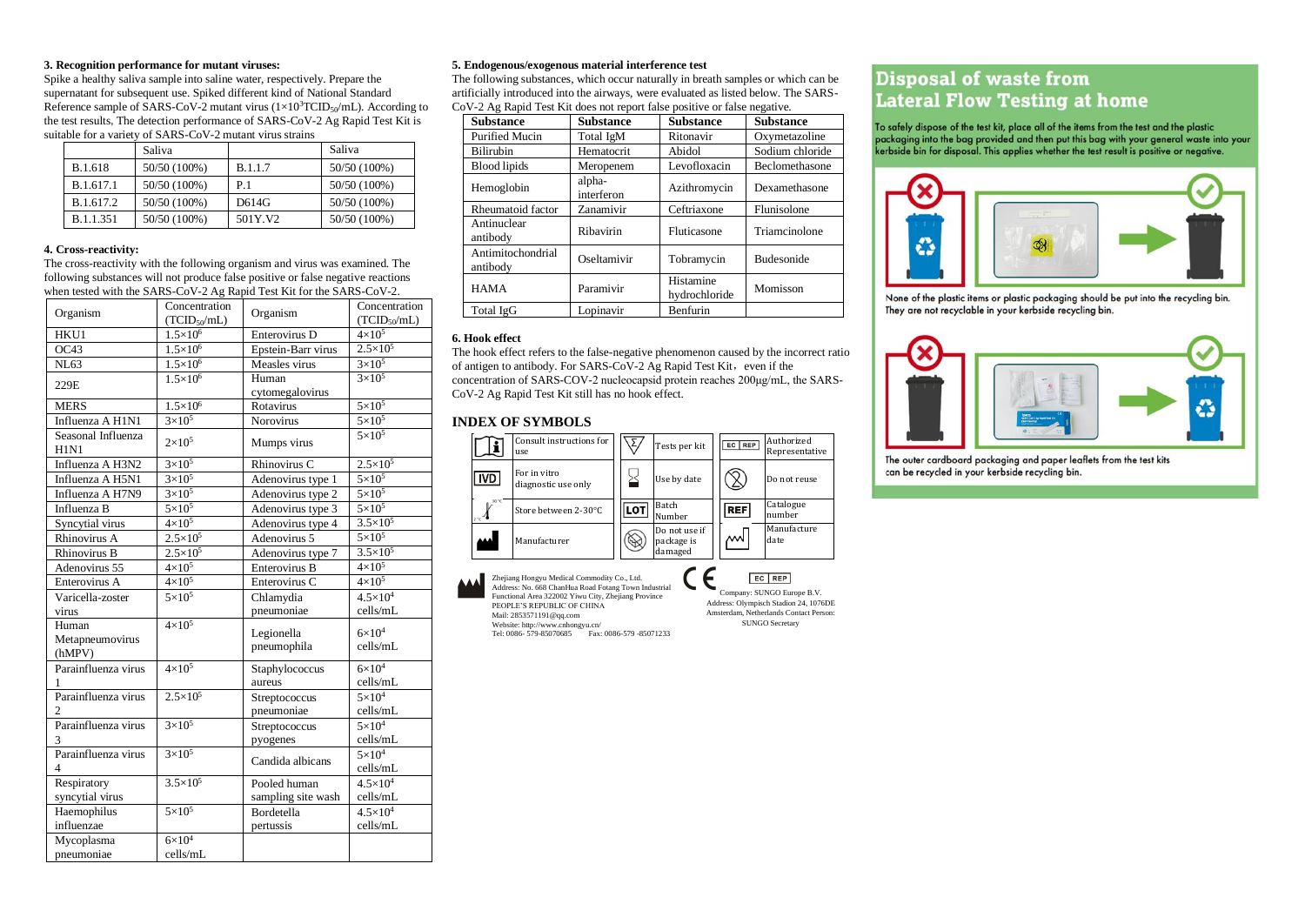### 3. Recognition performance for mutant viruses:

Spike a healthy saliva sample into saline water, respectively. Prepare the supernatant for subsequent use. Spiked different kind of National Standard Reference sample of SARS-CoV-2 mutant virus ($1\times10^3$ $TCID_{50}$/mL). According to the test results, The detection performance of SARS-CoV-2 Ag Rapid Test Kit is suitable for a variety of SARS-CoV-2 mutant virus strains

| | Saliva | | Saliva |
|---|---|---|---|
| B.1.618 | 50/50 (100%) | B.1.1.7 | 50/50 (100%) |
| B.1.617.1 | 50/50 (100%) | P.1 | 50/50 (100%) |
| B.1.617.2 | 50/50 (100%) | D614G | 50/50 (100%) |
| B.1.1.351 | 50/50 (100%) | 501Y.V2 | 50/50 (100%) |

### 4. Cross-reactivity:

The cross-reactivity with the following organism and virus was examined. The following substances will not produce false positive or false negative reactions when tested with the SARS-CoV-2 Ag Rapid Test Kit for the SARS-CoV-2.

| Organism | Concentration ($TCID_{50}$/mL) | Organism | Concentration ($TCID_{50}$/mL) |
|---|---|---|---|
| HKU1 | $1.5\times10^6$ | Enterovirus D | $4\times10^5$ |
| OC43 | $1.5\times10^6$ | Epstein-Barr virus | $2.5\times10^5$ |
| NL63 | $1.5\times10^6$ | Measles virus | $3\times10^5$ |
| 229E | $1.5\times10^6$ | Human cytomegalovirus | $3\times10^5$ |
| MERS | $1.5\times10^6$ | Rotavirus | $5\times10^5$ |
| Influenza A H1N1 | $3\times10^5$ | Norovirus | $5\times10^5$ |
| Seasonal Influenza H1N1 | $2\times10^5$ | Mumps virus | $5\times10^5$ |
| Influenza A H3N2 | $3\times10^5$ | Rhinovirus C | $2.5\times10^5$ |
| Influenza A H5N1 | $3\times10^5$ | Adenovirus type 1 | $5\times10^5$ |
| Influenza A H7N9 | $3\times10^5$ | Adenovirus type 2 | $5\times10^5$ |
| Influenza B | $5\times10^5$ | Adenovirus type 3 | $5\times10^5$ |
| Syncytial virus | $4\times10^5$ | Adenovirus type 4 | $3.5\times10^5$ |
| Rhinovirus A | $2.5\times10^5$ | Adenovirus 5 | $5\times10^5$ |
| Rhinovirus B | $2.5\times10^5$ | Adenovirus type 7 | $3.5\times10^5$ |
| Adenovirus 55 | $4\times10^5$ | Enterovirus B | $4\times10^5$ |
| Enterovirus A | $4\times10^5$ | Enterovirus C | $4\times10^5$ |
| Varicella-zoster virus | $5\times10^5$ | Chlamydia pneumoniae | $4.5\times10^4$ cells/mL |
| Human Metapneumovirus (hMPV) | $4\times10^5$ | Legionella pneumophila | $6\times10^4$ cells/mL |
| Parainfluenza virus 1 | $4\times10^5$ | Staphylococcus aureus | $6\times10^4$ cells/mL |
| Parainfluenza virus 2 | $2.5\times10^5$ | Streptococcus pneumoniae | $5\times10^4$ cells/mL |
| Parainfluenza virus 3 | $3\times10^5$ | Streptococcus pyogenes | $5\times10^4$ cells/mL |
| Parainfluenza virus 4 | $3\times10^5$ | Candida albicans | $5\times10^4$ cells/mL |
| Respiratory syncytial virus | $3.5\times10^5$ | Pooled human sampling site wash | $4.5\times10^4$ cells/mL |
| Haemophilus influenzae | $5\times10^5$ | Bordetella pertussis | $4.5\times10^4$ cells/mL |
| Mycoplasma pneumoniae | $6\times10^4$ cells/mL | | |

### 5. Endogenous/exogenous material interference test

The following substances, which occur naturally in breath samples or which can be artificially introduced into the airways, were evaluated as listed below. The SARS-CoV-2 Ag Rapid Test Kit does not report false positive or false negative.

| Substance | Substance | Substance | Substance |
|---|---|---|---|
| Purified Mucin | Total IgM | Ritonavir | Oxymetazoline |
| Bilirubin | Hematocrit | Abidol | Sodium chloride |
| Blood lipids | Meropenem | Levofloxacin | Beclomethasone |
| Hemoglobin | alpha-interferon | Azithromycin | Dexamethasone |
| Rheumatoid factor | Zanamivir | Ceftriaxone | Flunisolone |
| Antinuclear antibody | Ribavirin | Fluticasone | Triamcinolone |
| Antimitochondrial antibody | Oseltamivir | Tobramycin | Budesonide |
| HAMA | Paramivir | Histamine hydrochloride | Momisson |
| Total IgG | Lopinavir | Benfurin | |

### 6. Hook effect

The hook effect refers to the false-negative phenomenon caused by the incorrect ratio of antigen to antibody. For SARS-CoV-2 Ag Rapid Test Kit, even if the concentration of SARS-COV-2 nucleocapsid protein reaches 200μg/mL, the SARS-CoV-2 Ag Rapid Test Kit still has no hook effect.

## INDEX OF SYMBOLS

| | | | | | |
|---|---|---|---|---|---|
| | Consult instructions for use | | Tests per kit | | Authorized Representative |
| | For in vitro diagnostic use only | | Use by date | | Do not reuse |
| | Store between 2-30°C | | Batch Number | | Catalogue number |
| | Manufacturer | | Do not use if package is damaged | | Manufacture date |

Zhejiang Hongyu Medical Commodity Co., Ltd.
Address: No. 668 ChanHua Road Fotang Town Industrial Functional Area 322002 Yiwu City, Zhejiang Province PEOPLE'S REPUBLIC OF CHINA
Mail: 2853571191@qq.com
Website: http://www.cnhongyu.cn/
Tel: 0086- 579-85070685 Fax: 0086-579 -85071233

Company: SUNGO Europe B.V.
Address: Olympisch Stadion 24, 1076DE Amsterdam, Netherlands Contact Person: SUNGO Secretary

## Disposal of waste from Lateral Flow Testing at home

To safely dispose of the test kit, place all of the items from the test and the plastic packaging into the bag provided and then put this bag with your general waste into your kerbside bin for disposal. This applies whether the test result is positive or negative.

None of the plastic items or plastic packaging should be put into the recycling bin. They are not recyclable in your kerbside recycling bin.

The outer cardboard packaging and paper leaflets from the test kits can be recycled in your kerbside recycling bin.